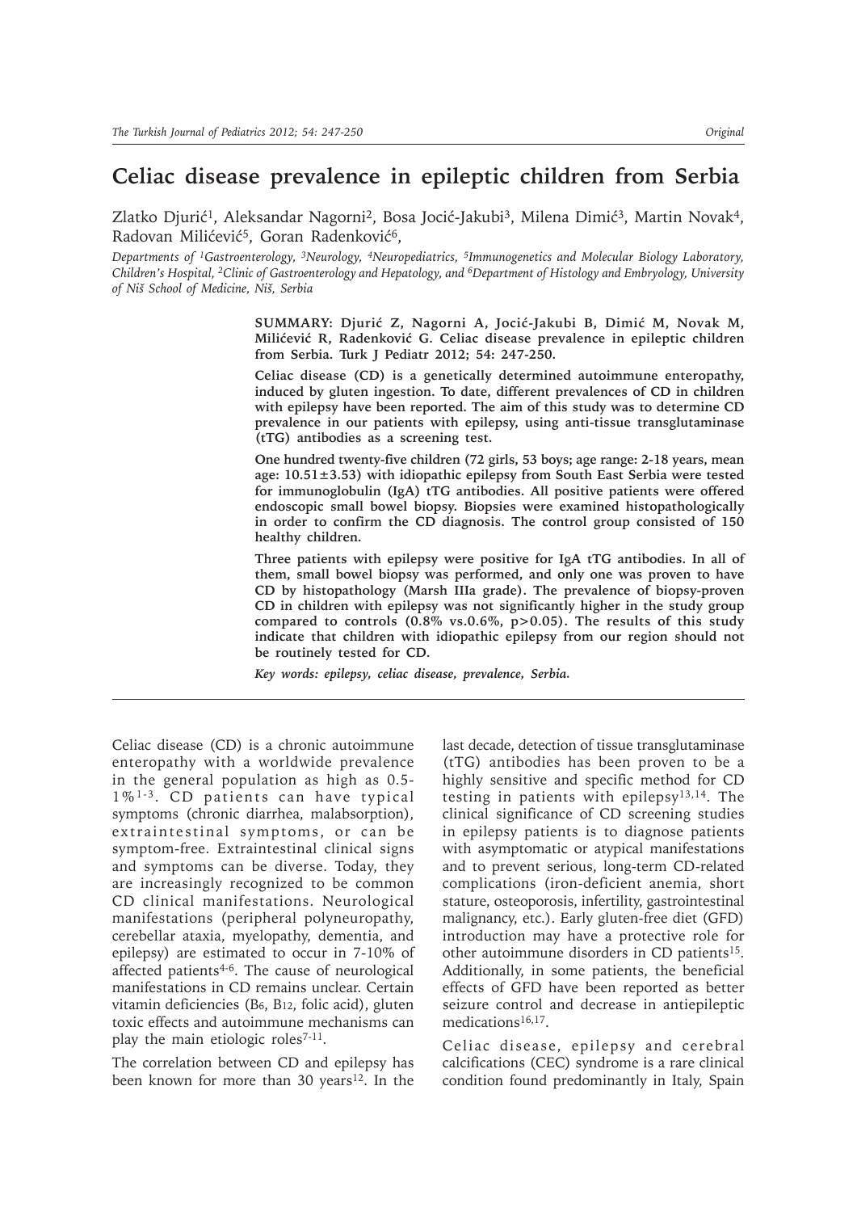# Celiac disease prevalence in epileptic children from Serbia

Zlatko Djurić[1], Aleksandar Nagorni[2], Bosa Jocić-Jakubi[3], Milena Dimić[3], Martin Novak[4], Radovan Milićević[5], Goran Radenković[6],

*Departments of [1]Gastroenterology, [3]Neurology, [4]Neuropediatrics, [5]Immunogenetics and Molecular Biology Laboratory, Children's Hospital, [2]Clinic of Gastroenterology and Hepatology, and [6]Department of Histology and Embryology, University of Niš School of Medicine, Niš, Serbia*

**SUMMARY: Djurić Z, Nagorni A, Jocić-Jakubi B, Dimić M, Novak M, Milićević R, Radenković G. Celiac disease prevalence in epileptic children from Serbia. Turk J Pediatr 2012; 54: 247-250.**

**Celiac disease (CD) is a genetically determined autoimmune enteropathy, induced by gluten ingestion. To date, different prevalences of CD in children with epilepsy have been reported. The aim of this study was to determine CD prevalence in our patients with epilepsy, using anti-tissue transglutaminase (tTG) antibodies as a screening test.**

**One hundred twenty-five children (72 girls, 53 boys; age range: 2-18 years, mean age: 10.51±3.53) with idiopathic epilepsy from South East Serbia were tested for immunoglobulin (IgA) tTG antibodies. All positive patients were offered endoscopic small bowel biopsy. Biopsies were examined histopathologically in order to confirm the CD diagnosis. The control group consisted of 150 healthy children.**

**Three patients with epilepsy were positive for IgA tTG antibodies. In all of them, small bowel biopsy was performed, and only one was proven to have CD by histopathology (Marsh IIIa grade). The prevalence of biopsy-proven CD in children with epilepsy was not significantly higher in the study group compared to controls (0.8% vs.0.6%, p>0.05). The results of this study indicate that children with idiopathic epilepsy from our region should not be routinely tested for CD.**

***Key words: epilepsy, celiac disease, prevalence, Serbia.***

Celiac disease (CD) is a chronic autoimmune enteropathy with a worldwide prevalence in the general population as high as 0.5-1%[1-3]. CD patients can have typical symptoms (chronic diarrhea, malabsorption), extraintestinal symptoms, or can be symptom-free. Extraintestinal clinical signs and symptoms can be diverse. Today, they are increasingly recognized to be common CD clinical manifestations. Neurological manifestations (peripheral polyneuropathy, cerebellar ataxia, myelopathy, dementia, and epilepsy) are estimated to occur in 7-10% of affected patients[4-6]. The cause of neurological manifestations in CD remains unclear. Certain vitamin deficiencies ($B_6$, $B_{12}$, folic acid), gluten toxic effects and autoimmune mechanisms can play the main etiologic roles[7-11].

The correlation between CD and epilepsy has been known for more than 30 years[12]. In the last decade, detection of tissue transglutaminase (tTG) antibodies has been proven to be a highly sensitive and specific method for CD testing in patients with epilepsy[13,14]. The clinical significance of CD screening studies in epilepsy patients is to diagnose patients with asymptomatic or atypical manifestations and to prevent serious, long-term CD-related complications (iron-deficient anemia, short stature, osteoporosis, infertility, gastrointestinal malignancy, etc.). Early gluten-free diet (GFD) introduction may have a protective role for other autoimmune disorders in CD patients[15]. Additionally, in some patients, the beneficial effects of GFD have been reported as better seizure control and decrease in antiepileptic medications[16,17].

Celiac disease, epilepsy and cerebral calcifications (CEC) syndrome is a rare clinical condition found predominantly in Italy, Spain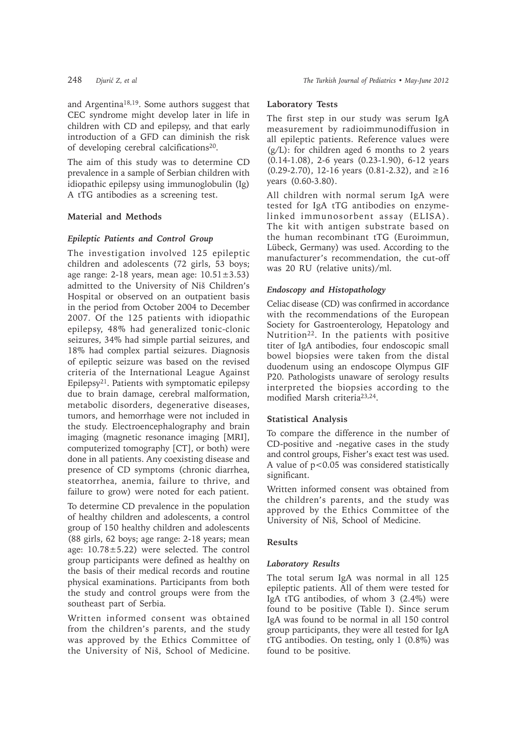and Argentina[18,19]. Some authors suggest that CEC syndrome might develop later in life in children with CD and epilepsy, and that early introduction of a GFD can diminish the risk of developing cerebral calcifications[20].

The aim of this study was to determine CD prevalence in a sample of Serbian children with idiopathic epilepsy using immunoglobulin (Ig) A tTG antibodies as a screening test.

## Material and Methods

### *Epileptic Patients and Control Group*

The investigation involved 125 epileptic children and adolescents (72 girls, 53 boys; age range: 2-18 years, mean age: $10.51 \pm 3.53$) admitted to the University of Niš Children's Hospital or observed on an outpatient basis in the period from October 2004 to December 2007. Of the 125 patients with idiopathic epilepsy, 48% had generalized tonic-clonic seizures, 34% had simple partial seizures, and 18% had complex partial seizures. Diagnosis of epileptic seizure was based on the revised criteria of the International League Against Epilepsy[21]. Patients with symptomatic epilepsy due to brain damage, cerebral malformation, metabolic disorders, degenerative diseases, tumors, and hemorrhage were not included in the study. Electroencephalography and brain imaging (magnetic resonance imaging [MRI], computerized tomography [CT], or both) were done in all patients. Any coexisting disease and presence of CD symptoms (chronic diarrhea, steatorrhea, anemia, failure to thrive, and failure to grow) were noted for each patient.

To determine CD prevalence in the population of healthy children and adolescents, a control group of 150 healthy children and adolescents (88 girls, 62 boys; age range: 2-18 years; mean age: $10.78 \pm 5.22$) were selected. The control group participants were defined as healthy on the basis of their medical records and routine physical examinations. Participants from both the study and control groups were from the southeast part of Serbia.

Written informed consent was obtained from the children's parents, and the study was approved by the Ethics Committee of the University of Niš, School of Medicine.

### Laboratory Tests

The first step in our study was serum IgA measurement by radioimmunodiffusion in all epileptic patients. Reference values were (g/L): for children aged 6 months to 2 years (0.14-1.08), 2-6 years (0.23-1.90), 6-12 years (0.29-2.70), 12-16 years (0.81-2.32), and $\geq 16$ years (0.60-3.80).

All children with normal serum IgA were tested for IgA tTG antibodies on enzyme-linked immunosorbent assay (ELISA). The kit with antigen substrate based on the human recombinant tTG (Euroimmun, Lübeck, Germany) was used. According to the manufacturer's recommendation, the cut-off was 20 RU (relative units)/ml.

### *Endoscopy and Histopathology*

Celiac disease (CD) was confirmed in accordance with the recommendations of the European Society for Gastroenterology, Hepatology and Nutrition[22]. In the patients with positive titer of IgA antibodies, four endoscopic small bowel biopsies were taken from the distal duodenum using an endoscope Olympus GIF P20. Pathologists unaware of serology results interpreted the biopsies according to the modified Marsh criteria[23,24].

### Statistical Analysis

To compare the difference in the number of CD-positive and -negative cases in the study and control groups, Fisher's exact test was used. A value of $p<0.05$ was considered statistically significant.

Written informed consent was obtained from the children's parents, and the study was approved by the Ethics Committee of the University of Niš, School of Medicine.

## Results

### *Laboratory Results*

The total serum IgA was normal in all 125 epileptic patients. All of them were tested for IgA tTG antibodies, of whom 3 (2.4%) were found to be positive (Table I). Since serum IgA was found to be normal in all 150 control group participants, they were all tested for IgA tTG antibodies. On testing, only 1 (0.8%) was found to be positive.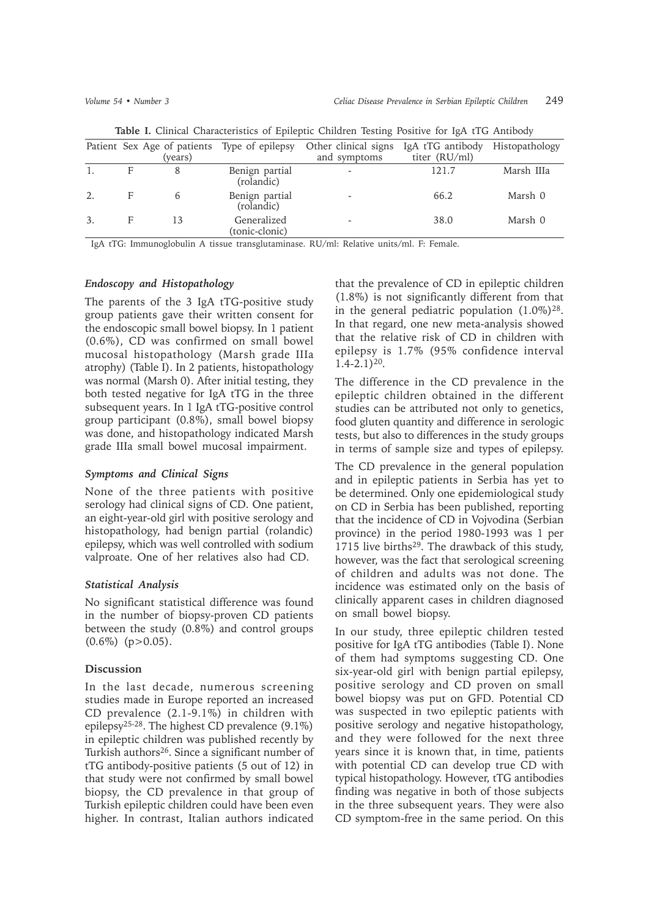**Table I.** Clinical Characteristics of Epileptic Children Testing Positive for IgA tTG Antibody

| Patient | Sex | Age of patients (years) | Type of epilepsy | Other clinical signs and symptoms | IgA tTG antibody titer (RU/ml) | Histopathology |
|---|---|---|---|---|---|---|
| 1. | F | 8 | Benign partial (rolandic) | - | 121.7 | Marsh IIIa |
| 2. | F | 6 | Benign partial (rolandic) | - | 66.2 | Marsh 0 |
| 3. | F | 13 | Generalized (tonic-clonic) | - | 38.0 | Marsh 0 |

IgA tTG: Immunoglobulin A tissue transglutaminase. RU/ml: Relative units/ml. F: Female.

### *Endoscopy and Histopathology*

The parents of the 3 IgA tTG-positive study group patients gave their written consent for the endoscopic small bowel biopsy. In 1 patient (0.6%), CD was confirmed on small bowel mucosal histopathology (Marsh grade IIIa atrophy) (Table I). In 2 patients, histopathology was normal (Marsh 0). After initial testing, they both tested negative for IgA tTG in the three subsequent years. In 1 IgA tTG-positive control group participant (0.8%), small bowel biopsy was done, and histopathology indicated Marsh grade IIIa small bowel mucosal impairment.

### *Symptoms and Clinical Signs*

None of the three patients with positive serology had clinical signs of CD. One patient, an eight-year-old girl with positive serology and histopathology, had benign partial (rolandic) epilepsy, which was well controlled with sodium valproate. One of her relatives also had CD.

### *Statistical Analysis*

No significant statistical difference was found in the number of biopsy-proven CD patients between the study (0.8%) and control groups (0.6%) ($p>0.05$).

## Discussion

In the last decade, numerous screening studies made in Europe reported an increased CD prevalence (2.1-9.1%) in children with epilepsy[25-28]. The highest CD prevalence (9.1%) in epileptic children was published recently by Turkish authors[26]. Since a significant number of tTG antibody-positive patients (5 out of 12) in that study were not confirmed by small bowel biopsy, the CD prevalence in that group of Turkish epileptic children could have been even higher. In contrast, Italian authors indicated that the prevalence of CD in epileptic children (1.8%) is not significantly different from that in the general pediatric population (1.0%)[28]. In that regard, one new meta-analysis showed that the relative risk of CD in children with epilepsy is 1.7% (95% confidence interval 1.4-2.1)[20].

The difference in the CD prevalence in the epileptic children obtained in the different studies can be attributed not only to genetics, food gluten quantity and difference in serologic tests, but also to differences in the study groups in terms of sample size and types of epilepsy.

The CD prevalence in the general population and in epileptic patients in Serbia has yet to be determined. Only one epidemiological study on CD in Serbia has been published, reporting that the incidence of CD in Vojvodina (Serbian province) in the period 1980-1993 was 1 per 1715 live births[29]. The drawback of this study, however, was the fact that serological screening of children and adults was not done. The incidence was estimated only on the basis of clinically apparent cases in children diagnosed on small bowel biopsy.

In our study, three epileptic children tested positive for IgA tTG antibodies (Table I). None of them had symptoms suggesting CD. One six-year-old girl with benign partial epilepsy, positive serology and CD proven on small bowel biopsy was put on GFD. Potential CD was suspected in two epileptic patients with positive serology and negative histopathology, and they were followed for the next three years since it is known that, in time, patients with potential CD can develop true CD with typical histopathology. However, tTG antibodies finding was negative in both of those subjects in the three subsequent years. They were also CD symptom-free in the same period. On this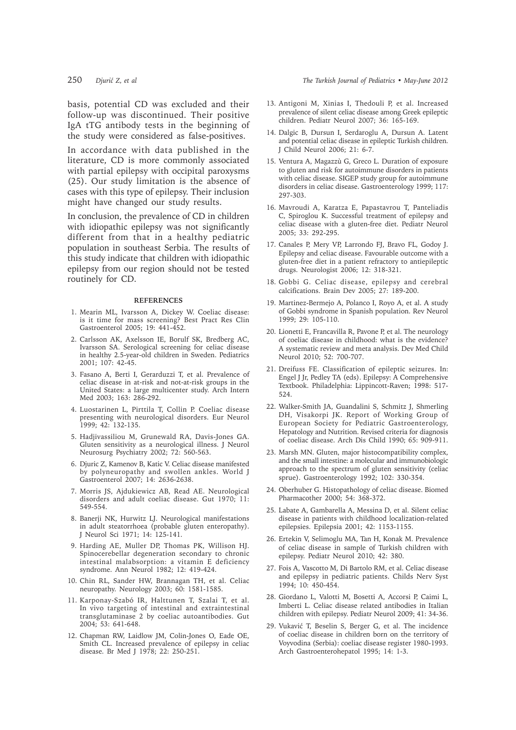basis, potential CD was excluded and their follow-up was discontinued. Their positive IgA tTG antibody tests in the beginning of the study were considered as false-positives.

In accordance with data published in the literature, CD is more commonly associated with partial epilepsy with occipital paroxysms (25). Our study limitation is the absence of cases with this type of epilepsy. Their inclusion might have changed our study results.

In conclusion, the prevalence of CD in children with idiopathic epilepsy was not significantly different from that in a healthy pediatric population in southeast Serbia. The results of this study indicate that children with idiopathic epilepsy from our region should not be tested routinely for CD.

## REFERENCES

1. Mearin ML, Ivarsson A, Dickey W. Coeliac disease: is it time for mass screening? Best Pract Res Clin Gastroenterol 2005; 19: 441-452.
2. Carlsson AK, Axelsson IE, Borulf SK, Bredberg AC, Ivarsson SA. Serological screening for celiac disease in healthy 2.5-year-old children in Sweden. Pediatrics 2001; 107: 42-45.
3. Fasano A, Berti I, Gerarduzzi T, et al. Prevalence of celiac disease in at-risk and not-at-risk groups in the United States: a large multicenter study. Arch Intern Med 2003; 163: 286-292.
4. Luostarinen L, Pirttila T, Collin P. Coeliac disease presenting with neurological disorders. Eur Neurol 1999; 42: 132-135.
5. Hadjivassiliou M, Grunewald RA, Davis-Jones GA. Gluten sensitivity as a neurological illness. J Neurol Neurosurg Psychiatry 2002; 72: 560-563.
6. Djuric Z, Kamenov B, Katic V. Celiac disease manifested by polyneuropathy and swollen ankles. World J Gastroenterol 2007; 14: 2636-2638.
7. Morris JS, Ajdukiewicz AB, Read AE. Neurological disorders and adult coeliac disease. Gut 1970; 11: 549-554.
8. Banerji NK, Hurwitz LJ. Neurological manifestations in adult steatorrhoea (probable gluten enteropathy). J Neurol Sci 1971; 14: 125-141.
9. Harding AE, Muller DP, Thomas PK, Willison HJ. Spinocerebellar degeneration secondary to chronic intestinal malabsorption: a vitamin E deficiency syndrome. Ann Neurol 1982; 12: 419-424.
10. Chin RL, Sander HW, Brannagan TH, et al. Celiac neuropathy. Neurology 2003; 60: 1581-1585.
11. Karponay-Szabó IR, Halttunen T, Szalai T, et al. In vivo targeting of intestinal and extraintestinal transglutaminase 2 by coeliac autoantibodies. Gut 2004; 53: 641-648.
12. Chapman RW, Laidlow JM, Colin-Jones O, Eade OE, Smith CL. Increased prevalence of epilepsy in celiac disease. Br Med J 1978; 22: 250-251.
13. Antigoni M, Xinias I, Thedouli P, et al. Increased prevalence of silent celiac disease among Greek epileptic children. Pediatr Neurol 2007; 36: 165-169.
14. Dalgic B, Dursun I, Serdaroglu A, Dursun A. Latent and potential celiac disease in epileptic Turkish children. J Child Neurol 2006; 21: 6-7.
15. Ventura A, Magazzù G, Greco L. Duration of exposure to gluten and risk for autoimmune disorders in patients with celiac disease. SIGEP study group for autoimmune disorders in celiac disease. Gastroenterology 1999; 117: 297-303.
16. Mavroudi A, Karatza E, Papastavrou T, Panteliadis C, Spiroglou K. Successful treatment of epilepsy and celiac disease with a gluten-free diet. Pediatr Neurol 2005; 33: 292-295.
17. Canales P, Mery VP, Larrondo FJ, Bravo FL, Godoy J. Epilepsy and celiac disease. Favourable outcome with a gluten-free diet in a patient refractory to antiepileptic drugs. Neurologist 2006; 12: 318-321.
18. Gobbi G. Celiac disease, epilepsy and cerebral calcifications. Brain Dev 2005; 27: 189-200.
19. Martinez-Bermejo A, Polanco I, Royo A, et al. A study of Gobbi syndrome in Spanish population. Rev Neurol 1999; 29: 105-110.
20. Lionetti E, Francavilla R, Pavone P, et al. The neurology of coeliac disease in childhood: what is the evidence? A systematic review and meta analysis. Dev Med Child Neurol 2010; 52: 700-707.
21. Dreifuss FE. Classification of epileptic seizures. In: Engel J Jr, Pedley TA (eds). Epilepsy: A Comprehensive Textbook. Philadelphia: Lippincott-Raven; 1998: 517-524.
22. Walker-Smith JA, Guandalini S, Schmitz J, Shmerling DH, Visakorpi JK. Report of Working Group of European Society for Pediatric Gastroenterology, Hepatology and Nutrition. Revised criteria for diagnosis of coeliac disease. Arch Dis Child 1990; 65: 909-911.
23. Marsh MN. Gluten, major histocompatibility complex, and the small intestine: a molecular and immunobiologic approach to the spectrum of gluten sensitivity (celiac sprue). Gastroenterology 1992; 102: 330-354.
24. Oberhuber G. Histopathology of celiac disease. Biomed Pharmacother 2000; 54: 368-372.
25. Labate A, Gambarella A, Messina D, et al. Silent celiac disease in patients with childhood localization-related epilepsies. Epilepsia 2001; 42: 1153-1155.
26. Ertekin V, Selimoglu MA, Tan H, Konak M. Prevalence of celiac disease in sample of Turkish children with epilepsy. Pediatr Neurol 2010; 42: 380.
27. Fois A, Vascotto M, Di Bartolo RM, et al. Celiac disease and epilepsy in pediatric patients. Childs Nerv Syst 1994; 10: 450-454.
28. Giordano L, Valotti M, Bosetti A, Accorsi P, Caimi L, Imberti L. Celiac disease related antibodies in Italian children with epilepsy. Pediatr Neurol 2009; 41: 34-36.
29. Vuković T, Beselin S, Berger G, et al. The incidence of coeliac disease in children born on the territory of Voyvodina (Serbia): coeliac disease register 1980-1993. Arch Gastroenterohepatol 1995; 14: 1-3.